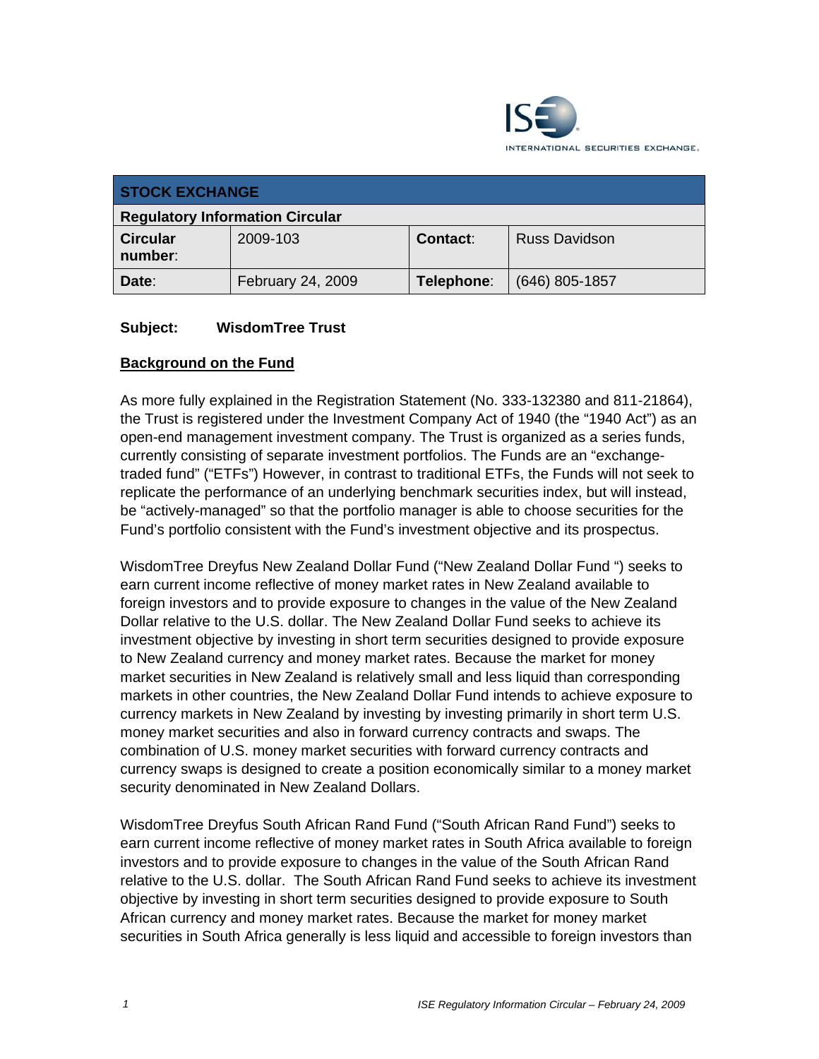INTERNATIONAL SECURITIES EXCHANGE.

| STOCK EXCHANGE | | | |
|---|---|---|---|
| **Regulatory Information Circular** | | | |
| **Circular number:** | 2009-103 | **Contact:** | Russ Davidson |
| **Date:** | February 24, 2009 | **Telephone:** | (646) 805-1857 |

**Subject: WisdomTree Trust**

## Background on the Fund

As more fully explained in the Registration Statement (No. 333-132380 and 811-21864), the Trust is registered under the Investment Company Act of 1940 (the "1940 Act") as an open-end management investment company. The Trust is organized as a series funds, currently consisting of separate investment portfolios. The Funds are an "exchange-traded fund" ("ETFs") However, in contrast to traditional ETFs, the Funds will not seek to replicate the performance of an underlying benchmark securities index, but will instead, be "actively-managed" so that the portfolio manager is able to choose securities for the Fund's portfolio consistent with the Fund's investment objective and its prospectus.

WisdomTree Dreyfus New Zealand Dollar Fund ("New Zealand Dollar Fund ") seeks to earn current income reflective of money market rates in New Zealand available to foreign investors and to provide exposure to changes in the value of the New Zealand Dollar relative to the U.S. dollar. The New Zealand Dollar Fund seeks to achieve its investment objective by investing in short term securities designed to provide exposure to New Zealand currency and money market rates. Because the market for money market securities in New Zealand is relatively small and less liquid than corresponding markets in other countries, the New Zealand Dollar Fund intends to achieve exposure to currency markets in New Zealand by investing by investing primarily in short term U.S. money market securities and also in forward currency contracts and swaps. The combination of U.S. money market securities with forward currency contracts and currency swaps is designed to create a position economically similar to a money market security denominated in New Zealand Dollars.

WisdomTree Dreyfus South African Rand Fund ("South African Rand Fund") seeks to earn current income reflective of money market rates in South Africa available to foreign investors and to provide exposure to changes in the value of the South African Rand relative to the U.S. dollar. The South African Rand Fund seeks to achieve its investment objective by investing in short term securities designed to provide exposure to South African currency and money market rates. Because the market for money market securities in South Africa generally is less liquid and accessible to foreign investors than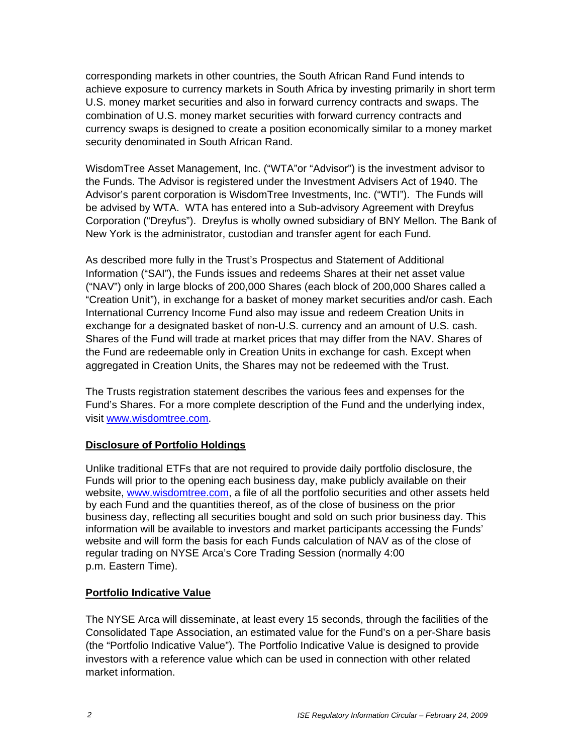corresponding markets in other countries, the South African Rand Fund intends to achieve exposure to currency markets in South Africa by investing primarily in short term U.S. money market securities and also in forward currency contracts and swaps. The combination of U.S. money market securities with forward currency contracts and currency swaps is designed to create a position economically similar to a money market security denominated in South African Rand.

WisdomTree Asset Management, Inc. ("WTA"or "Advisor") is the investment advisor to the Funds. The Advisor is registered under the Investment Advisers Act of 1940. The Advisor's parent corporation is WisdomTree Investments, Inc. ("WTI"). The Funds will be advised by WTA. WTA has entered into a Sub-advisory Agreement with Dreyfus Corporation ("Dreyfus"). Dreyfus is wholly owned subsidiary of BNY Mellon. The Bank of New York is the administrator, custodian and transfer agent for each Fund.

As described more fully in the Trust's Prospectus and Statement of Additional Information ("SAI"), the Funds issues and redeems Shares at their net asset value ("NAV") only in large blocks of 200,000 Shares (each block of 200,000 Shares called a "Creation Unit"), in exchange for a basket of money market securities and/or cash. Each International Currency Income Fund also may issue and redeem Creation Units in exchange for a designated basket of non-U.S. currency and an amount of U.S. cash. Shares of the Fund will trade at market prices that may differ from the NAV. Shares of the Fund are redeemable only in Creation Units in exchange for cash. Except when aggregated in Creation Units, the Shares may not be redeemed with the Trust.

The Trusts registration statement describes the various fees and expenses for the Fund's Shares. For a more complete description of the Fund and the underlying index, visit www.wisdomtree.com.

**Disclosure of Portfolio Holdings**

Unlike traditional ETFs that are not required to provide daily portfolio disclosure, the Funds will prior to the opening each business day, make publicly available on their website, www.wisdomtree.com, a file of all the portfolio securities and other assets held by each Fund and the quantities thereof, as of the close of business on the prior business day, reflecting all securities bought and sold on such prior business day. This information will be available to investors and market participants accessing the Funds' website and will form the basis for each Funds calculation of NAV as of the close of regular trading on NYSE Arca's Core Trading Session (normally 4:00 p.m. Eastern Time).

**Portfolio Indicative Value**

The NYSE Arca will disseminate, at least every 15 seconds, through the facilities of the Consolidated Tape Association, an estimated value for the Fund's on a per-Share basis (the "Portfolio Indicative Value"). The Portfolio Indicative Value is designed to provide investors with a reference value which can be used in connection with other related market information.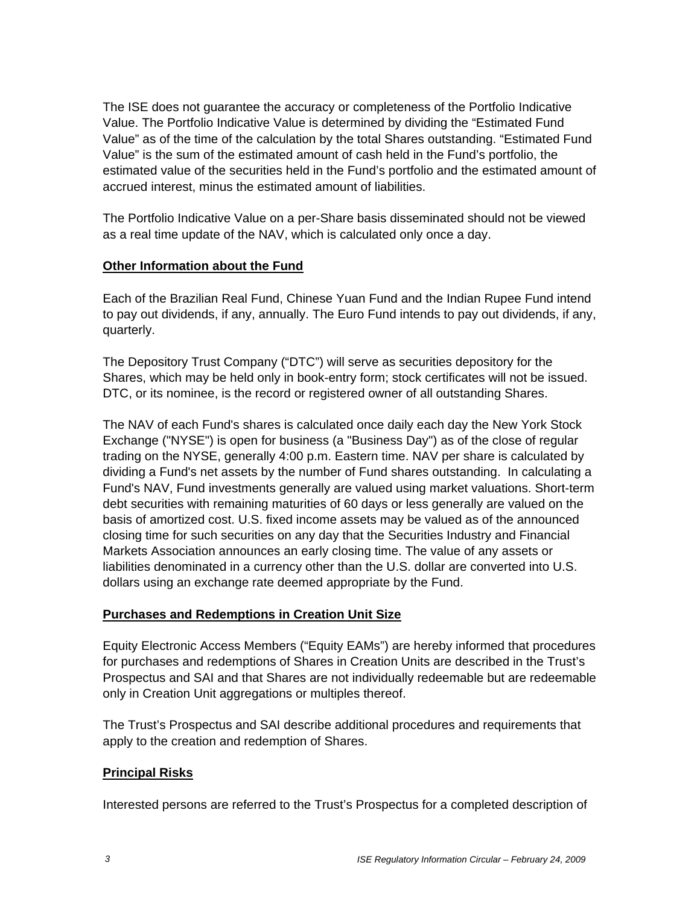The ISE does not guarantee the accuracy or completeness of the Portfolio Indicative Value. The Portfolio Indicative Value is determined by dividing the "Estimated Fund Value" as of the time of the calculation by the total Shares outstanding. "Estimated Fund Value" is the sum of the estimated amount of cash held in the Fund's portfolio, the estimated value of the securities held in the Fund's portfolio and the estimated amount of accrued interest, minus the estimated amount of liabilities.

The Portfolio Indicative Value on a per-Share basis disseminated should not be viewed as a real time update of the NAV, which is calculated only once a day.

## Other Information about the Fund

Each of the Brazilian Real Fund, Chinese Yuan Fund and the Indian Rupee Fund intend to pay out dividends, if any, annually. The Euro Fund intends to pay out dividends, if any, quarterly.

The Depository Trust Company ("DTC") will serve as securities depository for the Shares, which may be held only in book-entry form; stock certificates will not be issued. DTC, or its nominee, is the record or registered owner of all outstanding Shares.

The NAV of each Fund's shares is calculated once daily each day the New York Stock Exchange ("NYSE") is open for business (a "Business Day") as of the close of regular trading on the NYSE, generally 4:00 p.m. Eastern time. NAV per share is calculated by dividing a Fund's net assets by the number of Fund shares outstanding. In calculating a Fund's NAV, Fund investments generally are valued using market valuations. Short-term debt securities with remaining maturities of 60 days or less generally are valued on the basis of amortized cost. U.S. fixed income assets may be valued as of the announced closing time for such securities on any day that the Securities Industry and Financial Markets Association announces an early closing time. The value of any assets or liabilities denominated in a currency other than the U.S. dollar are converted into U.S. dollars using an exchange rate deemed appropriate by the Fund.

## Purchases and Redemptions in Creation Unit Size

Equity Electronic Access Members ("Equity EAMs") are hereby informed that procedures for purchases and redemptions of Shares in Creation Units are described in the Trust's Prospectus and SAI and that Shares are not individually redeemable but are redeemable only in Creation Unit aggregations or multiples thereof.

The Trust's Prospectus and SAI describe additional procedures and requirements that apply to the creation and redemption of Shares.

## Principal Risks

Interested persons are referred to the Trust's Prospectus for a completed description of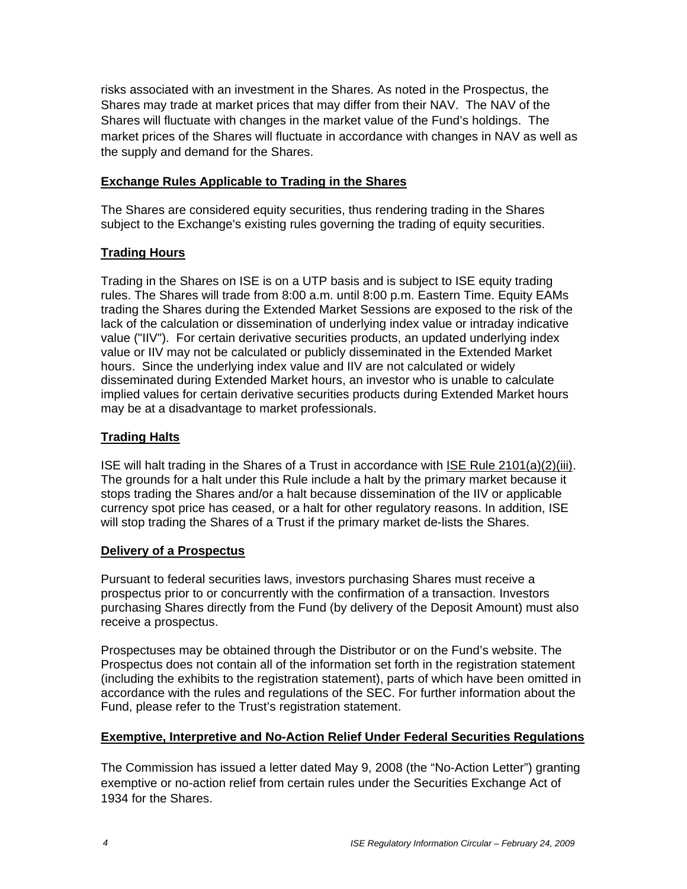risks associated with an investment in the Shares. As noted in the Prospectus, the Shares may trade at market prices that may differ from their NAV. The NAV of the Shares will fluctuate with changes in the market value of the Fund's holdings. The market prices of the Shares will fluctuate in accordance with changes in NAV as well as the supply and demand for the Shares.

## Exchange Rules Applicable to Trading in the Shares

The Shares are considered equity securities, thus rendering trading in the Shares subject to the Exchange's existing rules governing the trading of equity securities.

## Trading Hours

Trading in the Shares on ISE is on a UTP basis and is subject to ISE equity trading rules. The Shares will trade from 8:00 a.m. until 8:00 p.m. Eastern Time. Equity EAMs trading the Shares during the Extended Market Sessions are exposed to the risk of the lack of the calculation or dissemination of underlying index value or intraday indicative value ("IIV"). For certain derivative securities products, an updated underlying index value or IIV may not be calculated or publicly disseminated in the Extended Market hours. Since the underlying index value and IIV are not calculated or widely disseminated during Extended Market hours, an investor who is unable to calculate implied values for certain derivative securities products during Extended Market hours may be at a disadvantage to market professionals.

## Trading Halts

ISE will halt trading in the Shares of a Trust in accordance with ISE Rule 2101(a)(2)(iii). The grounds for a halt under this Rule include a halt by the primary market because it stops trading the Shares and/or a halt because dissemination of the IIV or applicable currency spot price has ceased, or a halt for other regulatory reasons. In addition, ISE will stop trading the Shares of a Trust if the primary market de-lists the Shares.

## Delivery of a Prospectus

Pursuant to federal securities laws, investors purchasing Shares must receive a prospectus prior to or concurrently with the confirmation of a transaction. Investors purchasing Shares directly from the Fund (by delivery of the Deposit Amount) must also receive a prospectus.

Prospectuses may be obtained through the Distributor or on the Fund's website. The Prospectus does not contain all of the information set forth in the registration statement (including the exhibits to the registration statement), parts of which have been omitted in accordance with the rules and regulations of the SEC. For further information about the Fund, please refer to the Trust's registration statement.

## Exemptive, Interpretive and No-Action Relief Under Federal Securities Regulations

The Commission has issued a letter dated May 9, 2008 (the "No-Action Letter") granting exemptive or no-action relief from certain rules under the Securities Exchange Act of 1934 for the Shares.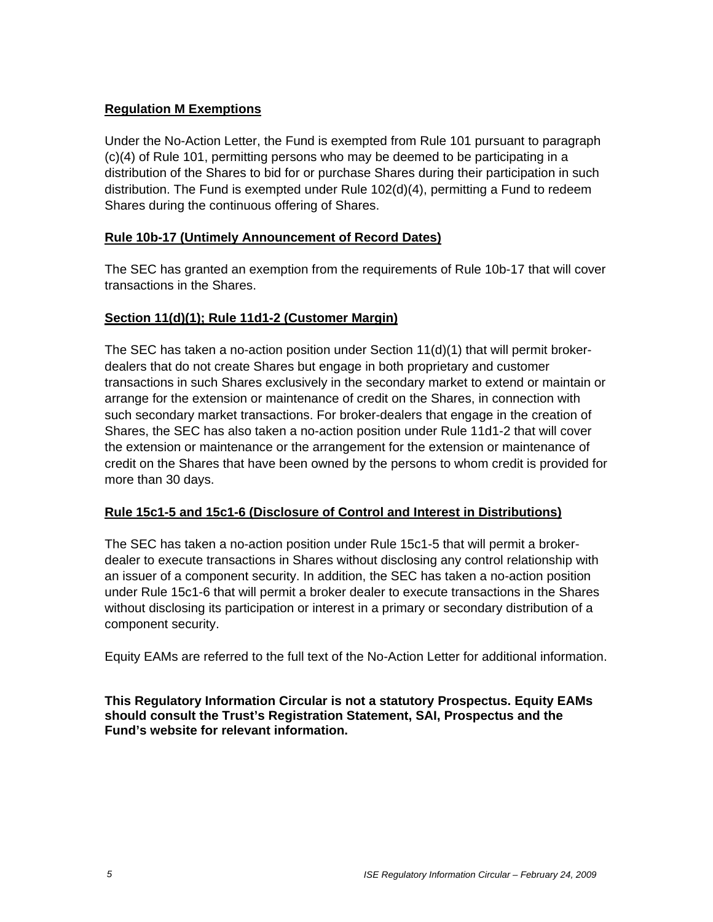**Regulation M Exemptions**

Under the No-Action Letter, the Fund is exempted from Rule 101 pursuant to paragraph (c)(4) of Rule 101, permitting persons who may be deemed to be participating in a distribution of the Shares to bid for or purchase Shares during their participation in such distribution. The Fund is exempted under Rule 102(d)(4), permitting a Fund to redeem Shares during the continuous offering of Shares.

**Rule 10b-17 (Untimely Announcement of Record Dates)**

The SEC has granted an exemption from the requirements of Rule 10b-17 that will cover transactions in the Shares.

**Section 11(d)(1); Rule 11d1-2 (Customer Margin)**

The SEC has taken a no-action position under Section 11(d)(1) that will permit broker-dealers that do not create Shares but engage in both proprietary and customer transactions in such Shares exclusively in the secondary market to extend or maintain or arrange for the extension or maintenance of credit on the Shares, in connection with such secondary market transactions. For broker-dealers that engage in the creation of Shares, the SEC has also taken a no-action position under Rule 11d1-2 that will cover the extension or maintenance or the arrangement for the extension or maintenance of credit on the Shares that have been owned by the persons to whom credit is provided for more than 30 days.

**Rule 15c1-5 and 15c1-6 (Disclosure of Control and Interest in Distributions)**

The SEC has taken a no-action position under Rule 15c1-5 that will permit a broker-dealer to execute transactions in Shares without disclosing any control relationship with an issuer of a component security. In addition, the SEC has taken a no-action position under Rule 15c1-6 that will permit a broker dealer to execute transactions in the Shares without disclosing its participation or interest in a primary or secondary distribution of a component security.

Equity EAMs are referred to the full text of the No-Action Letter for additional information.

**This Regulatory Information Circular is not a statutory Prospectus. Equity EAMs should consult the Trust's Registration Statement, SAI, Prospectus and the Fund's website for relevant information.**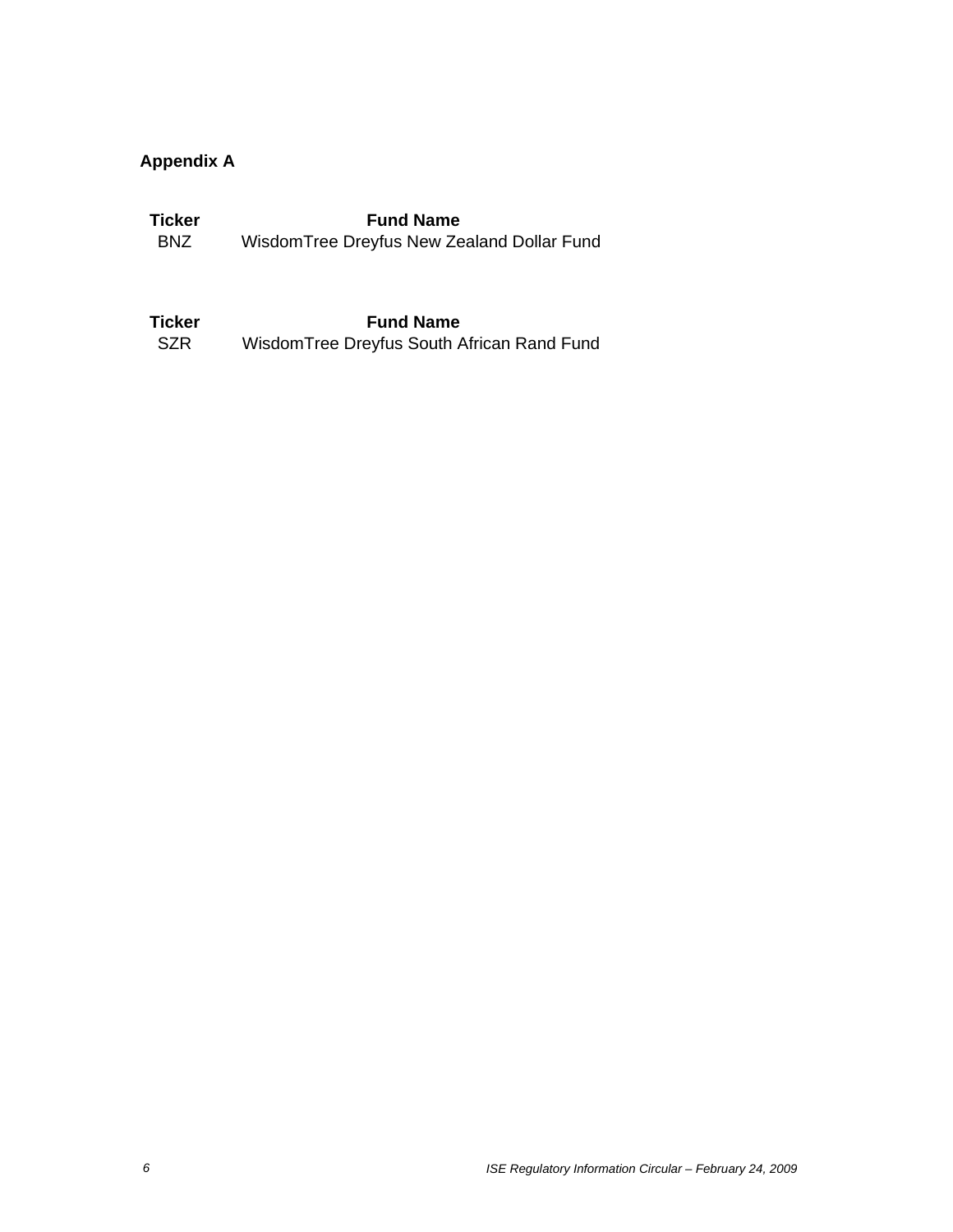## Appendix A

| Ticker | Fund Name |
|---|---|
| BNZ | WisdomTree Dreyfus New Zealand Dollar Fund |

| Ticker | Fund Name |
|---|---|
| SZR | WisdomTree Dreyfus South African Rand Fund |